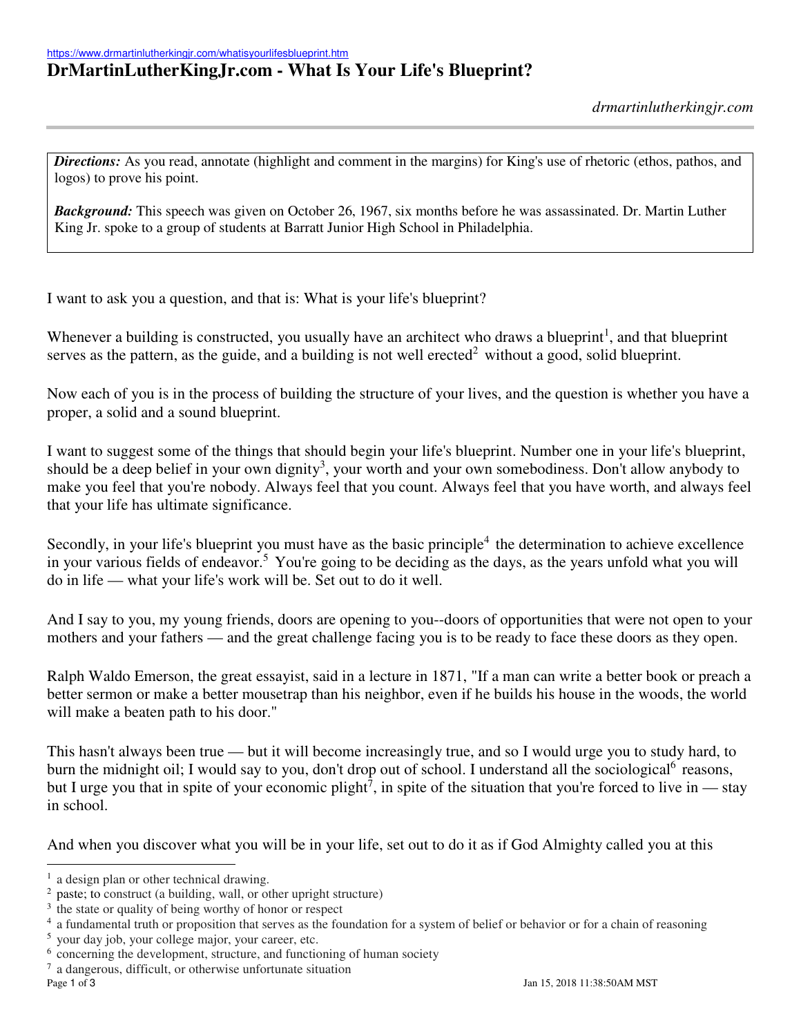https://www.drmartinlutherkingjr.com/whatisyourlifesblueprint.htm

# DrMartinLutherKingJr.com - What Is Your Life's Blueprint?

*drmartinlutherkingjr.com*

---

***Directions:*** As you read, annotate (highlight and comment in the margins) for King's use of rhetoric (ethos, pathos, and logos) to prove his point.

***Background:*** This speech was given on October 26, 1967, six months before he was assassinated. Dr. Martin Luther King Jr. spoke to a group of students at Barratt Junior High School in Philadelphia.

I want to ask you a question, and that is: What is your life's blueprint?

Whenever a building is constructed, you usually have an architect who draws a blueprint[1], and that blueprint serves as the pattern, as the guide, and a building is not well erected[2] without a good, solid blueprint.

Now each of you is in the process of building the structure of your lives, and the question is whether you have a proper, a solid and a sound blueprint.

I want to suggest some of the things that should begin your life's blueprint. Number one in your life's blueprint, should be a deep belief in your own dignity[3], your worth and your own somebodiness. Don't allow anybody to make you feel that you're nobody. Always feel that you count. Always feel that you have worth, and always feel that your life has ultimate significance.

Secondly, in your life's blueprint you must have as the basic principle[4] the determination to achieve excellence in your various fields of endeavor.[5] You're going to be deciding as the days, as the years unfold what you will do in life — what your life's work will be. Set out to do it well.

And I say to you, my young friends, doors are opening to you--doors of opportunities that were not open to your mothers and your fathers — and the great challenge facing you is to be ready to face these doors as they open.

Ralph Waldo Emerson, the great essayist, said in a lecture in 1871, "If a man can write a better book or preach a better sermon or make a better mousetrap than his neighbor, even if he builds his house in the woods, the world will make a beaten path to his door."

This hasn't always been true — but it will become increasingly true, and so I would urge you to study hard, to burn the midnight oil; I would say to you, don't drop out of school. I understand all the sociological[6] reasons, but I urge you that in spite of your economic plight[7], in spite of the situation that you're forced to live in — stay in school.

And when you discover what you will be in your life, set out to do it as if God Almighty called you at this

---

[1] a design plan or other technical drawing.
[2] paste; to construct (a building, wall, or other upright structure)
[3] the state or quality of being worthy of honor or respect
[4] a fundamental truth or proposition that serves as the foundation for a system of belief or behavior or for a chain of reasoning
[5] your day job, your college major, your career, etc.
[6] concerning the development, structure, and functioning of human society
[7] a dangerous, difficult, or otherwise unfortunate situation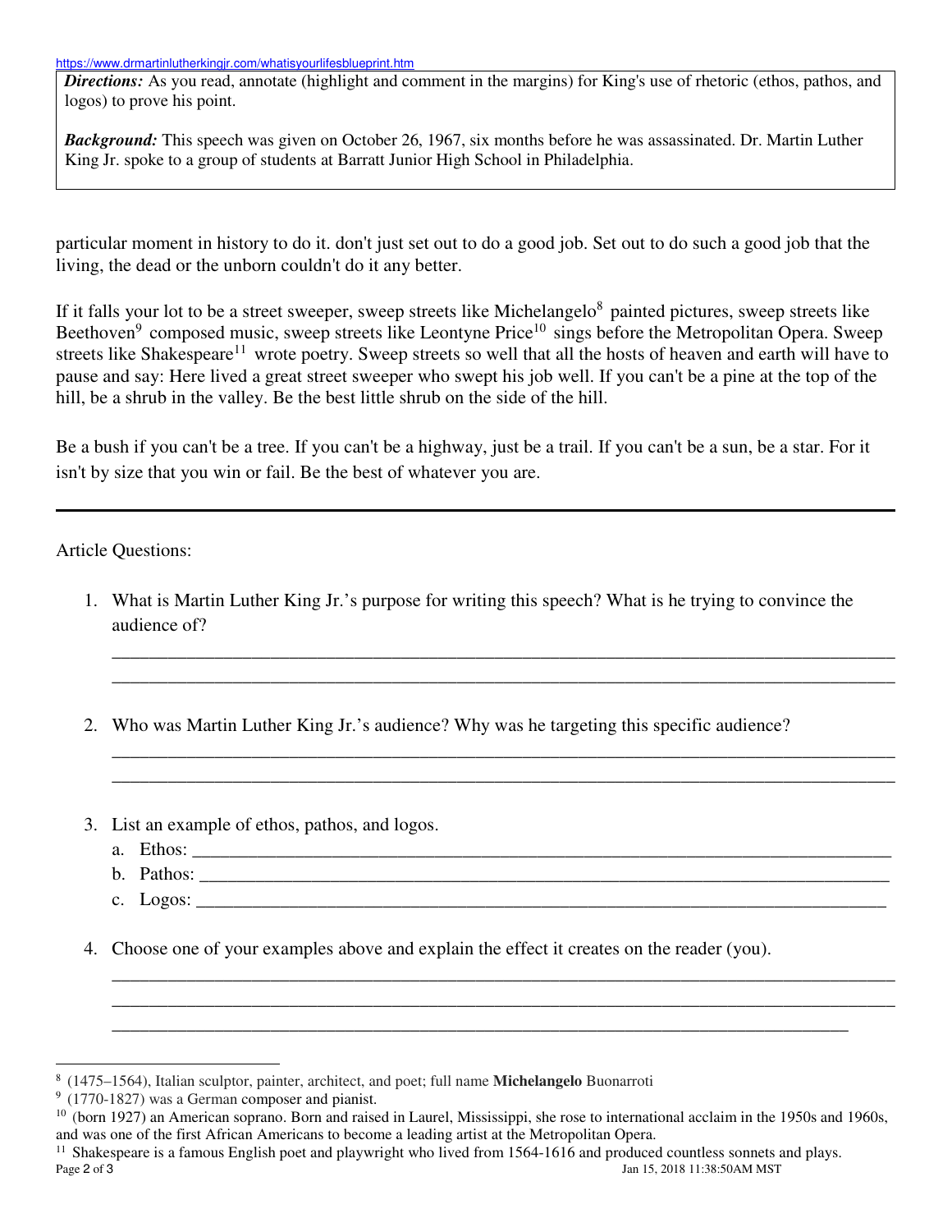https://www.drmartinlutherkingjr.com/whatisyourlifesblueprint.htm

***Directions:*** As you read, annotate (highlight and comment in the margins) for King's use of rhetoric (ethos, pathos, and logos) to prove his point.

***Background:*** This speech was given on October 26, 1967, six months before he was assassinated. Dr. Martin Luther King Jr. spoke to a group of students at Barratt Junior High School in Philadelphia.

particular moment in history to do it. don't just set out to do a good job. Set out to do such a good job that the living, the dead or the unborn couldn't do it any better.

If it falls your lot to be a street sweeper, sweep streets like Michelangelo[8] painted pictures, sweep streets like Beethoven[9] composed music, sweep streets like Leontyne Price[10] sings before the Metropolitan Opera. Sweep streets like Shakespeare[11] wrote poetry. Sweep streets so well that all the hosts of heaven and earth will have to pause and say: Here lived a great street sweeper who swept his job well. If you can't be a pine at the top of the hill, be a shrub in the valley. Be the best little shrub on the side of the hill.

Be a bush if you can't be a tree. If you can't be a highway, just be a trail. If you can't be a sun, be a star. For it isn't by size that you win or fail. Be the best of whatever you are.

---

Article Questions:

1. What is Martin Luther King Jr.'s purpose for writing this speech? What is he trying to convince the audience of?

   ______________________________________________________________________________

   ______________________________________________________________________________

2. Who was Martin Luther King Jr.'s audience? Why was he targeting this specific audience?

   ______________________________________________________________________________

   ______________________________________________________________________________

3. List an example of ethos, pathos, and logos.
   a. Ethos: ______________________________________________________________________
   b. Pathos: _____________________________________________________________________
   c. Logos: ______________________________________________________________________

4. Choose one of your examples above and explain the effect it creates on the reader (you).

   ______________________________________________________________________________

   ______________________________________________________________________________

   ______________________________________________________________________________

---

[8] (1475–1564), Italian sculptor, painter, architect, and poet; full name **Michelangelo** Buonarroti

[9] (1770-1827) was a German composer and pianist.

[10] (born 1927) an American soprano. Born and raised in Laurel, Mississippi, she rose to international acclaim in the 1950s and 1960s, and was one of the first African Americans to become a leading artist at the Metropolitan Opera.

[11] Shakespeare is a famous English poet and playwright who lived from 1564-1616 and produced countless sonnets and plays.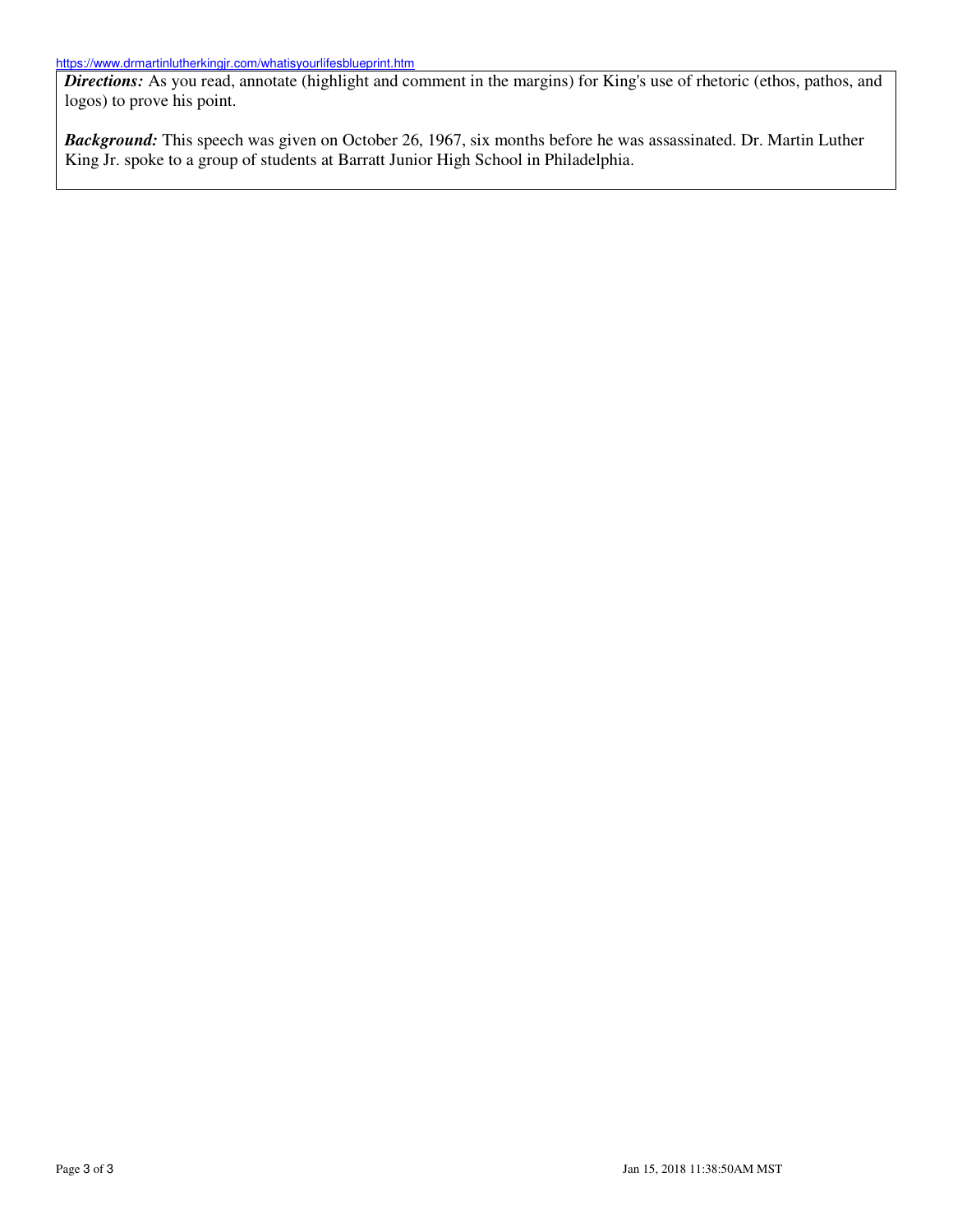https://www.drmartinlutherkingjr.com/whatisyourlifesblueprint.htm

***Directions:*** As you read, annotate (highlight and comment in the margins) for King's use of rhetoric (ethos, pathos, and logos) to prove his point.

***Background:*** This speech was given on October 26, 1967, six months before he was assassinated. Dr. Martin Luther King Jr. spoke to a group of students at Barratt Junior High School in Philadelphia.